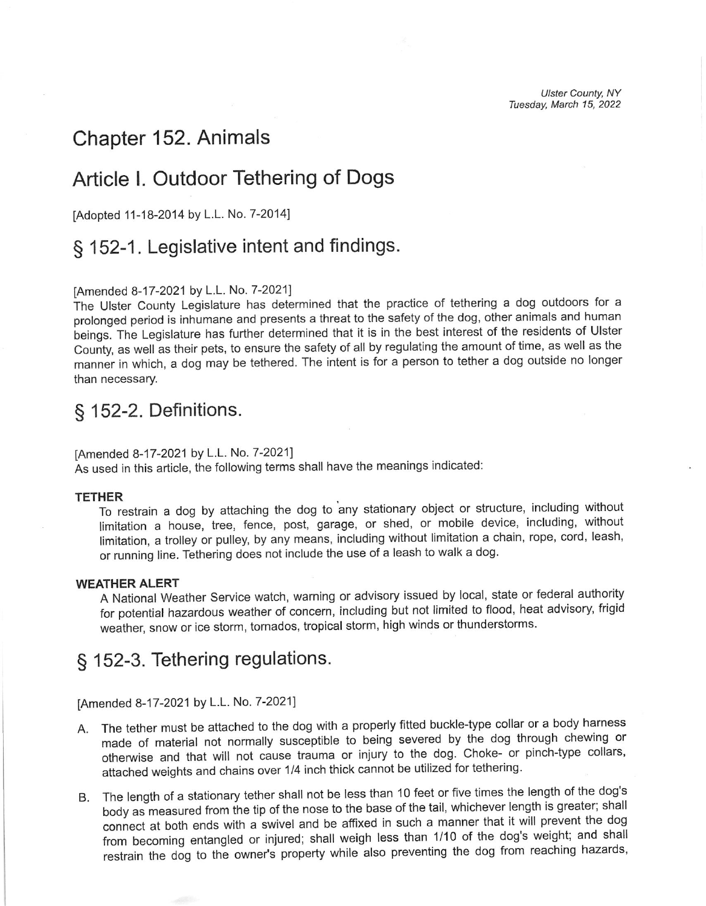# Chapter 152. Animals

## Article I. Outdoor Tethering of Dogs

[Adopted 11-18-2014 by L.L. No. 7-2014]

### § 152-1. Legislative intent and findings.

[Amended 8-17-2021 by L.L. No. 7-2021]

The Ulster County Legislature has determined that the practice of tethering a dog outdoors for a prolonged period is inhumane and presents a threat to the safety of the dog, other animals and human beings. The Legislature has further determined that it is in the best interest of the residents of Ulster County, as well as their pets, to ensure the safety of all by regulating the amount of time, as well as the manner in which, a dog may be tethered. The intent is for a person to tether a dog outside no longer than necessary.

### § 152-2. Definitions.

[Amended 8-17-2021 by L.L. No. 7-2021]

As used in this article, the following terms shall have the meanings indicated:

**TETHER**

To restrain a dog by attaching the dog to any stationary object or structure, including without limitation a house, tree, fence, post, garage, or shed, or mobile device, including, without limitation, a trolley or pulley, by any means, including without limitation a chain, rope, cord, leash, or running line. Tethering does not include the use of a leash to walk a dog.

**WEATHER ALERT**

A National Weather Service watch, warning or advisory issued by local, state or federal authority for potential hazardous weather of concern, including but not limited to flood, heat advisory, frigid weather, snow or ice storm, tornados, tropical storm, high winds or thunderstorms.

### § 152-3. Tethering regulations.

[Amended 8-17-2021 by L.L. No. 7-2021]

A. The tether must be attached to the dog with a properly fitted buckle-type collar or a body harness made of material not normally susceptible to being severed by the dog through chewing or otherwise and that will not cause trauma or injury to the dog. Choke- or pinch-type collars, attached weights and chains over 1/4 inch thick cannot be utilized for tethering.

B. The length of a stationary tether shall not be less than 10 feet or five times the length of the dog's body as measured from the tip of the nose to the base of the tail, whichever length is greater; shall connect at both ends with a swivel and be affixed in such a manner that it will prevent the dog from becoming entangled or injured; shall weigh less than 1/10 of the dog's weight; and shall restrain the dog to the owner's property while also preventing the dog from reaching hazards,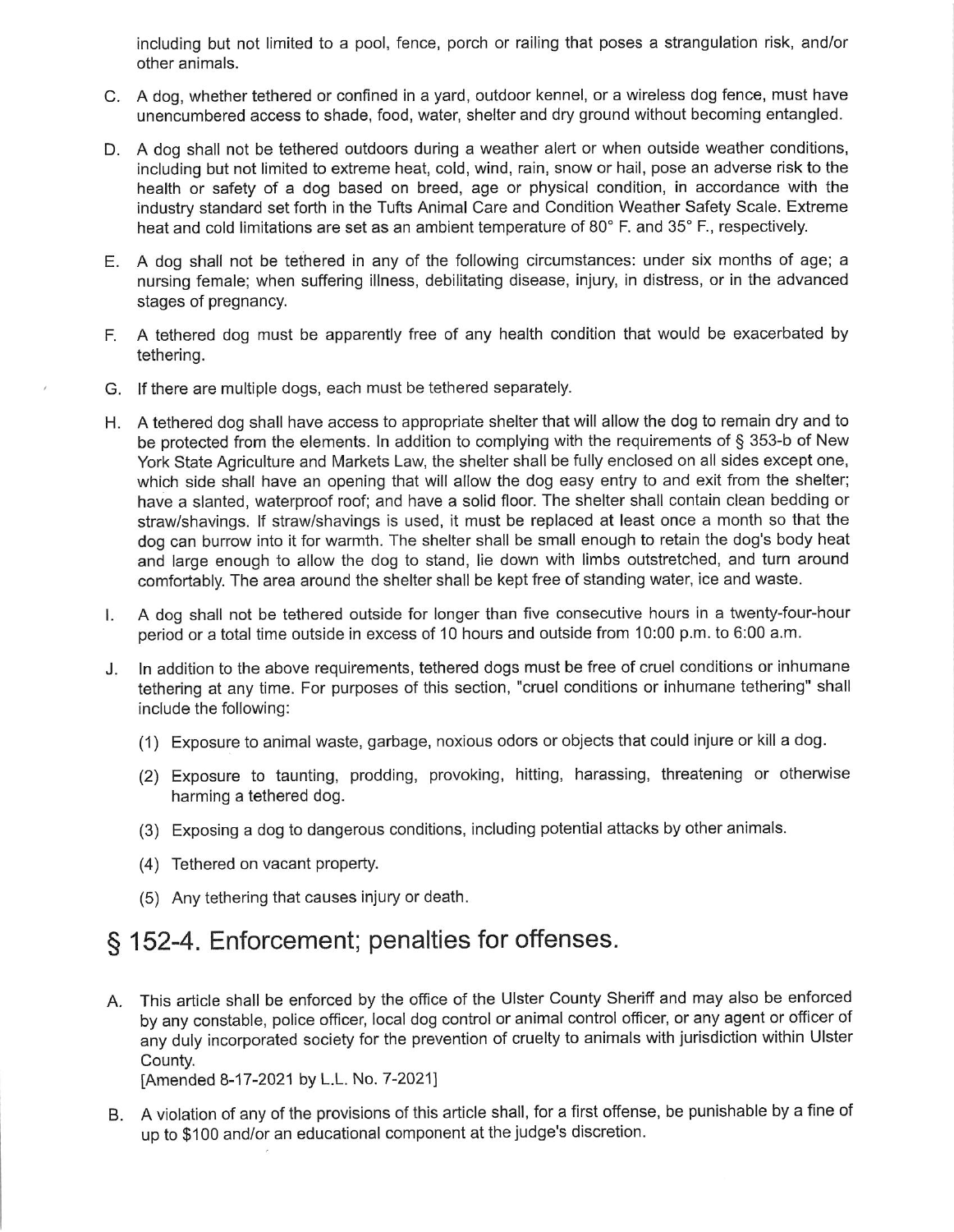including but not limited to a pool, fence, porch or railing that poses a strangulation risk, and/or other animals.

C. A dog, whether tethered or confined in a yard, outdoor kennel, or a wireless dog fence, must have unencumbered access to shade, food, water, shelter and dry ground without becoming entangled.

D. A dog shall not be tethered outdoors during a weather alert or when outside weather conditions, including but not limited to extreme heat, cold, wind, rain, snow or hail, pose an adverse risk to the health or safety of a dog based on breed, age or physical condition, in accordance with the industry standard set forth in the Tufts Animal Care and Condition Weather Safety Scale. Extreme heat and cold limitations are set as an ambient temperature of 80° F. and 35° F., respectively.

E. A dog shall not be tethered in any of the following circumstances: under six months of age; a nursing female; when suffering illness, debilitating disease, injury, in distress, or in the advanced stages of pregnancy.

F. A tethered dog must be apparently free of any health condition that would be exacerbated by tethering.

G. If there are multiple dogs, each must be tethered separately.

H. A tethered dog shall have access to appropriate shelter that will allow the dog to remain dry and to be protected from the elements. In addition to complying with the requirements of § 353-b of New York State Agriculture and Markets Law, the shelter shall be fully enclosed on all sides except one, which side shall have an opening that will allow the dog easy entry to and exit from the shelter; have a slanted, waterproof roof; and have a solid floor. The shelter shall contain clean bedding or straw/shavings. If straw/shavings is used, it must be replaced at least once a month so that the dog can burrow into it for warmth. The shelter shall be small enough to retain the dog's body heat and large enough to allow the dog to stand, lie down with limbs outstretched, and turn around comfortably. The area around the shelter shall be kept free of standing water, ice and waste.

I. A dog shall not be tethered outside for longer than five consecutive hours in a twenty-four-hour period or a total time outside in excess of 10 hours and outside from 10:00 p.m. to 6:00 a.m.

J. In addition to the above requirements, tethered dogs must be free of cruel conditions or inhumane tethering at any time. For purposes of this section, "cruel conditions or inhumane tethering" shall include the following:

   (1) Exposure to animal waste, garbage, noxious odors or objects that could injure or kill a dog.

   (2) Exposure to taunting, prodding, provoking, hitting, harassing, threatening or otherwise harming a tethered dog.

   (3) Exposing a dog to dangerous conditions, including potential attacks by other animals.

   (4) Tethered on vacant property.

   (5) Any tethering that causes injury or death.

## § 152-4. Enforcement; penalties for offenses.

A. This article shall be enforced by the office of the Ulster County Sheriff and may also be enforced by any constable, police officer, local dog control or animal control officer, or any agent or officer of any duly incorporated society for the prevention of cruelty to animals with jurisdiction within Ulster County.
[Amended 8-17-2021 by L.L. No. 7-2021]

B. A violation of any of the provisions of this article shall, for a first offense, be punishable by a fine of up to $100 and/or an educational component at the judge's discretion.